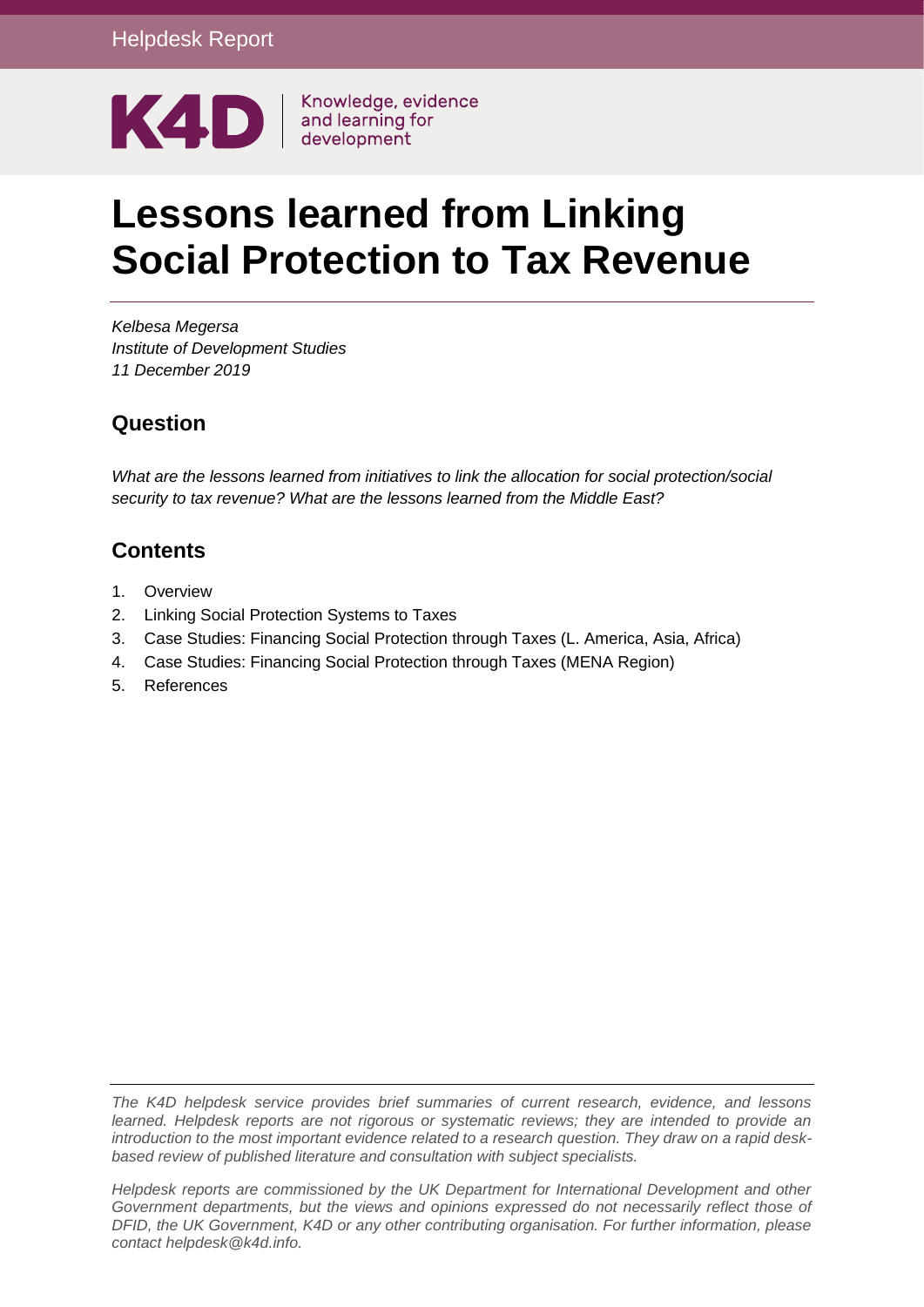Helpdesk Report

K4D Knowledge, evidence and learning for development

# Lessons learned from Linking Social Protection to Tax Revenue

*Kelbesa Megersa*
*Institute of Development Studies*
*11 December 2019*

## Question

*What are the lessons learned from initiatives to link the allocation for social protection/social security to tax revenue? What are the lessons learned from the Middle East?*

## Contents

1. Overview
2. Linking Social Protection Systems to Taxes
3. Case Studies: Financing Social Protection through Taxes (L. America, Asia, Africa)
4. Case Studies: Financing Social Protection through Taxes (MENA Region)
5. References

*The K4D helpdesk service provides brief summaries of current research, evidence, and lessons learned. Helpdesk reports are not rigorous or systematic reviews; they are intended to provide an introduction to the most important evidence related to a research question. They draw on a rapid desk-based review of published literature and consultation with subject specialists.*

*Helpdesk reports are commissioned by the UK Department for International Development and other Government departments, but the views and opinions expressed do not necessarily reflect those of DFID, the UK Government, K4D or any other contributing organisation. For further information, please contact helpdesk@k4d.info.*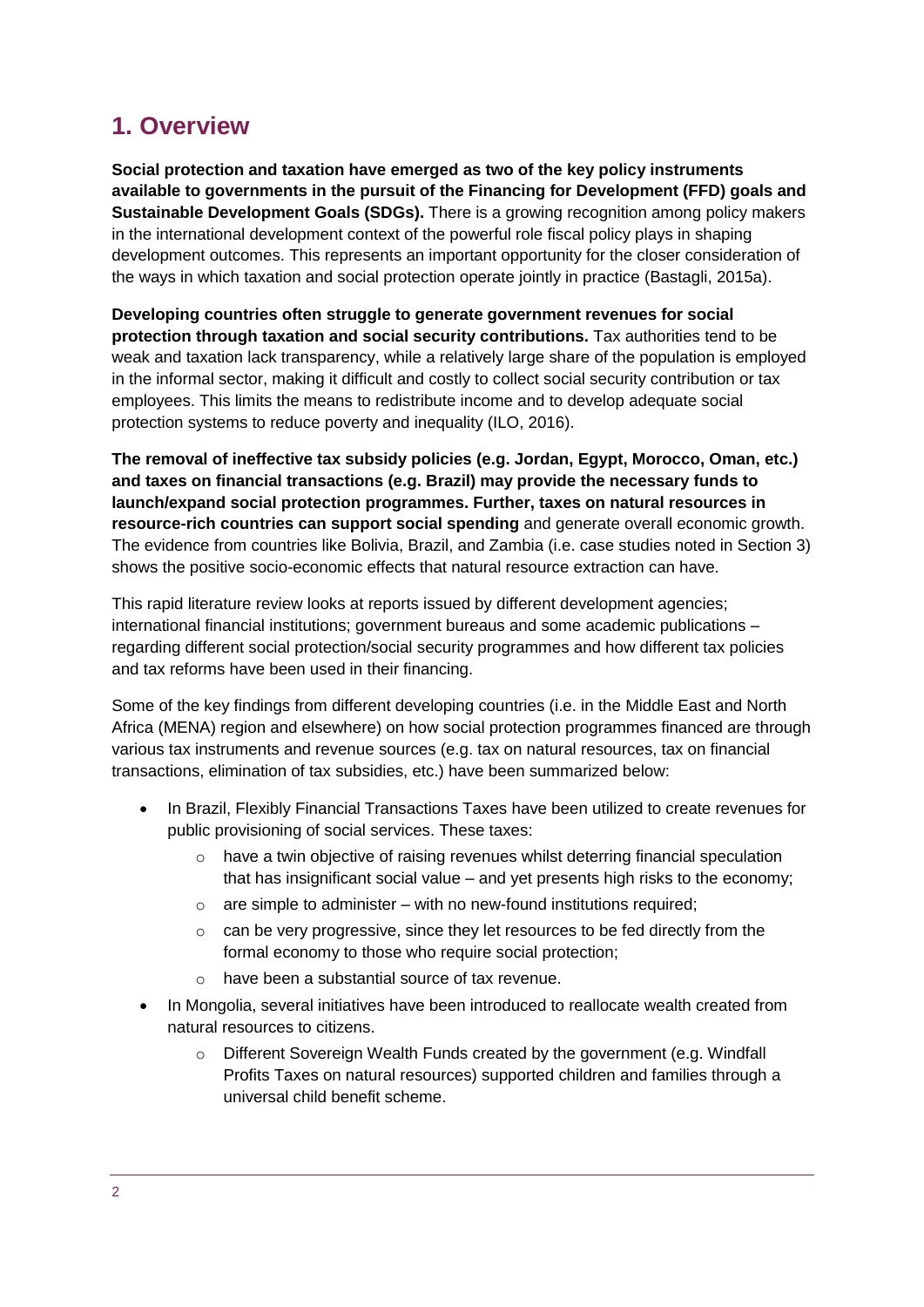## 1. Overview

**Social protection and taxation have emerged as two of the key policy instruments available to governments in the pursuit of the Financing for Development (FFD) goals and Sustainable Development Goals (SDGs).** There is a growing recognition among policy makers in the international development context of the powerful role fiscal policy plays in shaping development outcomes. This represents an important opportunity for the closer consideration of the ways in which taxation and social protection operate jointly in practice (Bastagli, 2015a).

**Developing countries often struggle to generate government revenues for social protection through taxation and social security contributions.** Tax authorities tend to be weak and taxation lack transparency, while a relatively large share of the population is employed in the informal sector, making it difficult and costly to collect social security contribution or tax employees. This limits the means to redistribute income and to develop adequate social protection systems to reduce poverty and inequality (ILO, 2016).

**The removal of ineffective tax subsidy policies (e.g. Jordan, Egypt, Morocco, Oman, etc.) and taxes on financial transactions (e.g. Brazil) may provide the necessary funds to launch/expand social protection programmes. Further, taxes on natural resources in resource-rich countries can support social spending** and generate overall economic growth. The evidence from countries like Bolivia, Brazil, and Zambia (i.e. case studies noted in Section 3) shows the positive socio-economic effects that natural resource extraction can have.

This rapid literature review looks at reports issued by different development agencies; international financial institutions; government bureaus and some academic publications – regarding different social protection/social security programmes and how different tax policies and tax reforms have been used in their financing.

Some of the key findings from different developing countries (i.e. in the Middle East and North Africa (MENA) region and elsewhere) on how social protection programmes financed are through various tax instruments and revenue sources (e.g. tax on natural resources, tax on financial transactions, elimination of tax subsidies, etc.) have been summarized below:

- In Brazil, Flexibly Financial Transactions Taxes have been utilized to create revenues for public provisioning of social services. These taxes:
  - have a twin objective of raising revenues whilst deterring financial speculation that has insignificant social value – and yet presents high risks to the economy;
  - are simple to administer – with no new-found institutions required;
  - can be very progressive, since they let resources to be fed directly from the formal economy to those who require social protection;
  - have been a substantial source of tax revenue.
- In Mongolia, several initiatives have been introduced to reallocate wealth created from natural resources to citizens.
  - Different Sovereign Wealth Funds created by the government (e.g. Windfall Profits Taxes on natural resources) supported children and families through a universal child benefit scheme.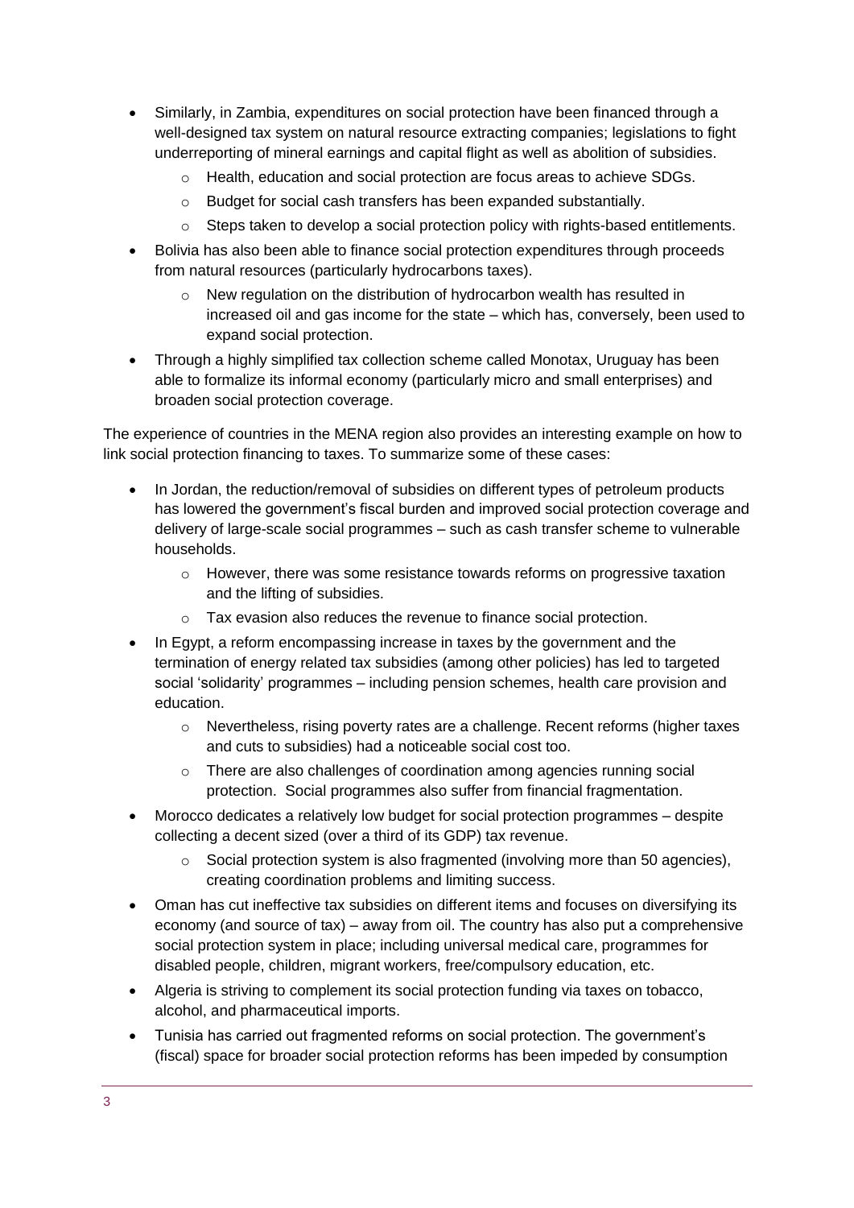- Similarly, in Zambia, expenditures on social protection have been financed through a well-designed tax system on natural resource extracting companies; legislations to fight underreporting of mineral earnings and capital flight as well as abolition of subsidies.
    - Health, education and social protection are focus areas to achieve SDGs.
    - Budget for social cash transfers has been expanded substantially.
    - Steps taken to develop a social protection policy with rights-based entitlements.
- Bolivia has also been able to finance social protection expenditures through proceeds from natural resources (particularly hydrocarbons taxes).
    - New regulation on the distribution of hydrocarbon wealth has resulted in increased oil and gas income for the state – which has, conversely, been used to expand social protection.
- Through a highly simplified tax collection scheme called Monotax, Uruguay has been able to formalize its informal economy (particularly micro and small enterprises) and broaden social protection coverage.

The experience of countries in the MENA region also provides an interesting example on how to link social protection financing to taxes. To summarize some of these cases:

- In Jordan, the reduction/removal of subsidies on different types of petroleum products has lowered the government's fiscal burden and improved social protection coverage and delivery of large-scale social programmes – such as cash transfer scheme to vulnerable households.
    - However, there was some resistance towards reforms on progressive taxation and the lifting of subsidies.
    - Tax evasion also reduces the revenue to finance social protection.
- In Egypt, a reform encompassing increase in taxes by the government and the termination of energy related tax subsidies (among other policies) has led to targeted social 'solidarity' programmes – including pension schemes, health care provision and education.
    - Nevertheless, rising poverty rates are a challenge. Recent reforms (higher taxes and cuts to subsidies) had a noticeable social cost too.
    - There are also challenges of coordination among agencies running social protection. Social programmes also suffer from financial fragmentation.
- Morocco dedicates a relatively low budget for social protection programmes – despite collecting a decent sized (over a third of its GDP) tax revenue.
    - Social protection system is also fragmented (involving more than 50 agencies), creating coordination problems and limiting success.
- Oman has cut ineffective tax subsidies on different items and focuses on diversifying its economy (and source of tax) – away from oil. The country has also put a comprehensive social protection system in place; including universal medical care, programmes for disabled people, children, migrant workers, free/compulsory education, etc.
- Algeria is striving to complement its social protection funding via taxes on tobacco, alcohol, and pharmaceutical imports.
- Tunisia has carried out fragmented reforms on social protection. The government's (fiscal) space for broader social protection reforms has been impeded by consumption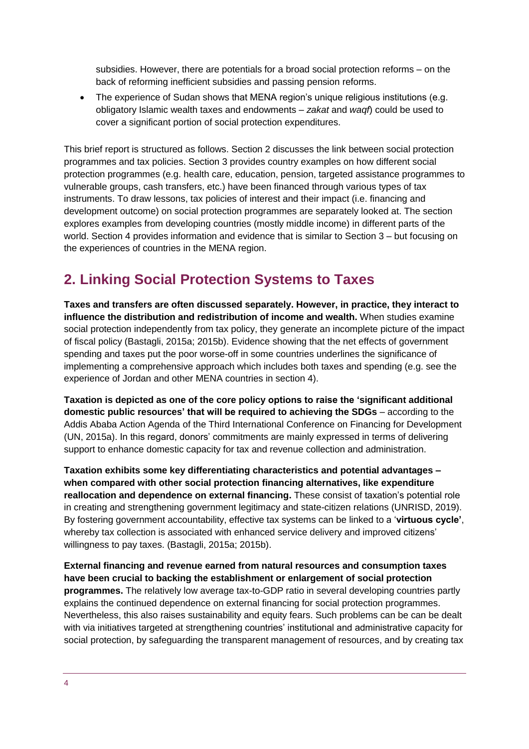subsidies. However, there are potentials for a broad social protection reforms – on the back of reforming inefficient subsidies and passing pension reforms.

- The experience of Sudan shows that MENA region's unique religious institutions (e.g. obligatory Islamic wealth taxes and endowments – *zakat* and *waqf*) could be used to cover a significant portion of social protection expenditures.

This brief report is structured as follows. Section 2 discusses the link between social protection programmes and tax policies. Section 3 provides country examples on how different social protection programmes (e.g. health care, education, pension, targeted assistance programmes to vulnerable groups, cash transfers, etc.) have been financed through various types of tax instruments. To draw lessons, tax policies of interest and their impact (i.e. financing and development outcome) on social protection programmes are separately looked at. The section explores examples from developing countries (mostly middle income) in different parts of the world. Section 4 provides information and evidence that is similar to Section 3 – but focusing on the experiences of countries in the MENA region.

## 2. Linking Social Protection Systems to Taxes

**Taxes and transfers are often discussed separately. However, in practice, they interact to influence the distribution and redistribution of income and wealth.** When studies examine social protection independently from tax policy, they generate an incomplete picture of the impact of fiscal policy (Bastagli, 2015a; 2015b). Evidence showing that the net effects of government spending and taxes put the poor worse-off in some countries underlines the significance of implementing a comprehensive approach which includes both taxes and spending (e.g. see the experience of Jordan and other MENA countries in section 4).

**Taxation is depicted as one of the core policy options to raise the 'significant additional domestic public resources' that will be required to achieving the SDGs** – according to the Addis Ababa Action Agenda of the Third International Conference on Financing for Development (UN, 2015a). In this regard, donors' commitments are mainly expressed in terms of delivering support to enhance domestic capacity for tax and revenue collection and administration.

**Taxation exhibits some key differentiating characteristics and potential advantages – when compared with other social protection financing alternatives, like expenditure reallocation and dependence on external financing.** These consist of taxation's potential role in creating and strengthening government legitimacy and state-citizen relations (UNRISD, 2019). By fostering government accountability, effective tax systems can be linked to a '**virtuous cycle**', whereby tax collection is associated with enhanced service delivery and improved citizens' willingness to pay taxes. (Bastagli, 2015a; 2015b).

**External financing and revenue earned from natural resources and consumption taxes have been crucial to backing the establishment or enlargement of social protection programmes.** The relatively low average tax-to-GDP ratio in several developing countries partly explains the continued dependence on external financing for social protection programmes. Nevertheless, this also raises sustainability and equity fears. Such problems can be can be dealt with via initiatives targeted at strengthening countries' institutional and administrative capacity for social protection, by safeguarding the transparent management of resources, and by creating tax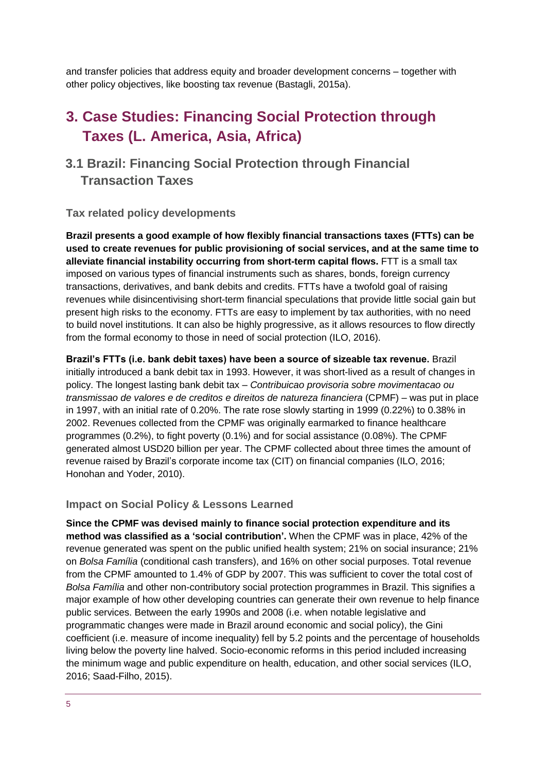and transfer policies that address equity and broader development concerns – together with other policy objectives, like boosting tax revenue (Bastagli, 2015a).

# 3. Case Studies: Financing Social Protection through Taxes (L. America, Asia, Africa)

## 3.1 Brazil: Financing Social Protection through Financial Transaction Taxes

### Tax related policy developments

**Brazil presents a good example of how flexibly financial transactions taxes (FTTs) can be used to create revenues for public provisioning of social services, and at the same time to alleviate financial instability occurring from short-term capital flows.** FTT is a small tax imposed on various types of financial instruments such as shares, bonds, foreign currency transactions, derivatives, and bank debits and credits. FTTs have a twofold goal of raising revenues while disincentivising short-term financial speculations that provide little social gain but present high risks to the economy. FTTs are easy to implement by tax authorities, with no need to build novel institutions. It can also be highly progressive, as it allows resources to flow directly from the formal economy to those in need of social protection (ILO, 2016).

**Brazil's FTTs (i.e. bank debit taxes) have been a source of sizeable tax revenue.** Brazil initially introduced a bank debit tax in 1993. However, it was short-lived as a result of changes in policy. The longest lasting bank debit tax – *Contribuicao provisoria sobre movimentacao ou transmissao de valores e de creditos e direitos de natureza financiera* (CPMF) – was put in place in 1997, with an initial rate of 0.20%. The rate rose slowly starting in 1999 (0.22%) to 0.38% in 2002. Revenues collected from the CPMF was originally earmarked to finance healthcare programmes (0.2%), to fight poverty (0.1%) and for social assistance (0.08%). The CPMF generated almost USD20 billion per year. The CPMF collected about three times the amount of revenue raised by Brazil's corporate income tax (CIT) on financial companies (ILO, 2016; Honohan and Yoder, 2010).

### Impact on Social Policy & Lessons Learned

**Since the CPMF was devised mainly to finance social protection expenditure and its method was classified as a 'social contribution'.** When the CPMF was in place, 42% of the revenue generated was spent on the public unified health system; 21% on social insurance; 21% on *Bolsa Família* (conditional cash transfers), and 16% on other social purposes. Total revenue from the CPMF amounted to 1.4% of GDP by 2007. This was sufficient to cover the total cost of *Bolsa Família* and other non-contributory social protection programmes in Brazil. This signifies a major example of how other developing countries can generate their own revenue to help finance public services. Between the early 1990s and 2008 (i.e. when notable legislative and programmatic changes were made in Brazil around economic and social policy), the Gini coefficient (i.e. measure of income inequality) fell by 5.2 points and the percentage of households living below the poverty line halved. Socio-economic reforms in this period included increasing the minimum wage and public expenditure on health, education, and other social services (ILO, 2016; Saad-Filho, 2015).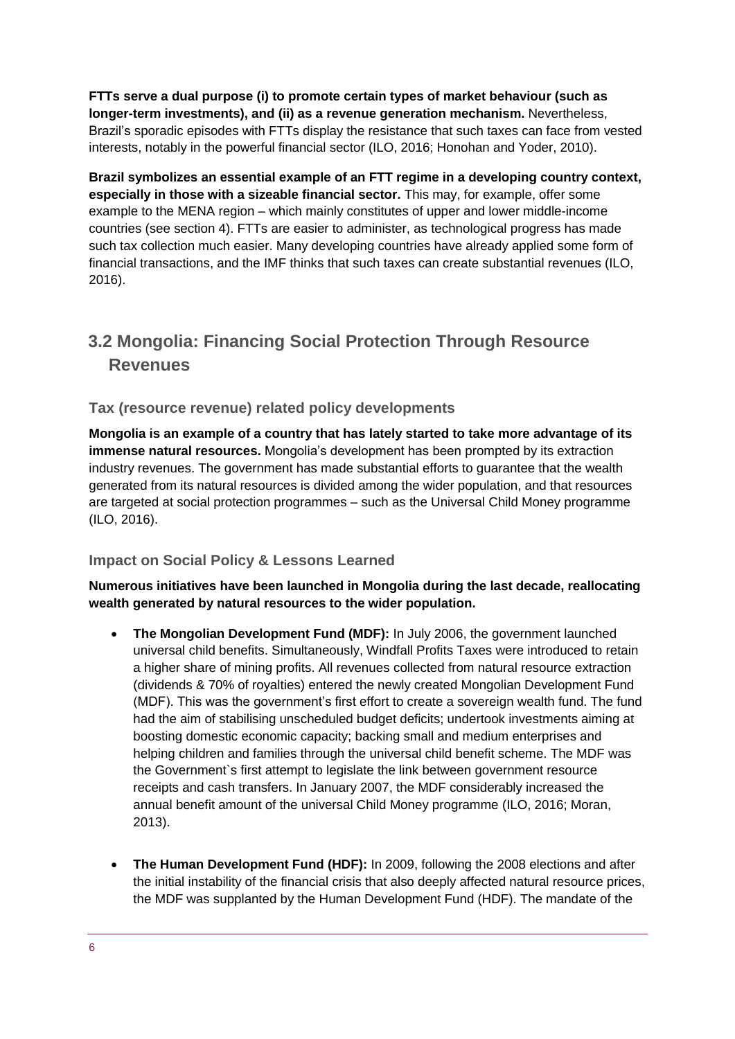**FTTs serve a dual purpose (i) to promote certain types of market behaviour (such as longer-term investments), and (ii) as a revenue generation mechanism.** Nevertheless, Brazil's sporadic episodes with FTTs display the resistance that such taxes can face from vested interests, notably in the powerful financial sector (ILO, 2016; Honohan and Yoder, 2010).

**Brazil symbolizes an essential example of an FTT regime in a developing country context, especially in those with a sizeable financial sector.** This may, for example, offer some example to the MENA region – which mainly constitutes of upper and lower middle-income countries (see section 4). FTTs are easier to administer, as technological progress has made such tax collection much easier. Many developing countries have already applied some form of financial transactions, and the IMF thinks that such taxes can create substantial revenues (ILO, 2016).

## 3.2 Mongolia: Financing Social Protection Through Resource Revenues

### Tax (resource revenue) related policy developments

**Mongolia is an example of a country that has lately started to take more advantage of its immense natural resources.** Mongolia's development has been prompted by its extraction industry revenues. The government has made substantial efforts to guarantee that the wealth generated from its natural resources is divided among the wider population, and that resources are targeted at social protection programmes – such as the Universal Child Money programme (ILO, 2016).

### Impact on Social Policy & Lessons Learned

**Numerous initiatives have been launched in Mongolia during the last decade, reallocating wealth generated by natural resources to the wider population.**

- **The Mongolian Development Fund (MDF):** In July 2006, the government launched universal child benefits. Simultaneously, Windfall Profits Taxes were introduced to retain a higher share of mining profits. All revenues collected from natural resource extraction (dividends & 70% of royalties) entered the newly created Mongolian Development Fund (MDF). This was the government's first effort to create a sovereign wealth fund. The fund had the aim of stabilising unscheduled budget deficits; undertook investments aiming at boosting domestic economic capacity; backing small and medium enterprises and helping children and families through the universal child benefit scheme. The MDF was the Government`s first attempt to legislate the link between government resource receipts and cash transfers. In January 2007, the MDF considerably increased the annual benefit amount of the universal Child Money programme (ILO, 2016; Moran, 2013).

- **The Human Development Fund (HDF):** In 2009, following the 2008 elections and after the initial instability of the financial crisis that also deeply affected natural resource prices, the MDF was supplanted by the Human Development Fund (HDF). The mandate of the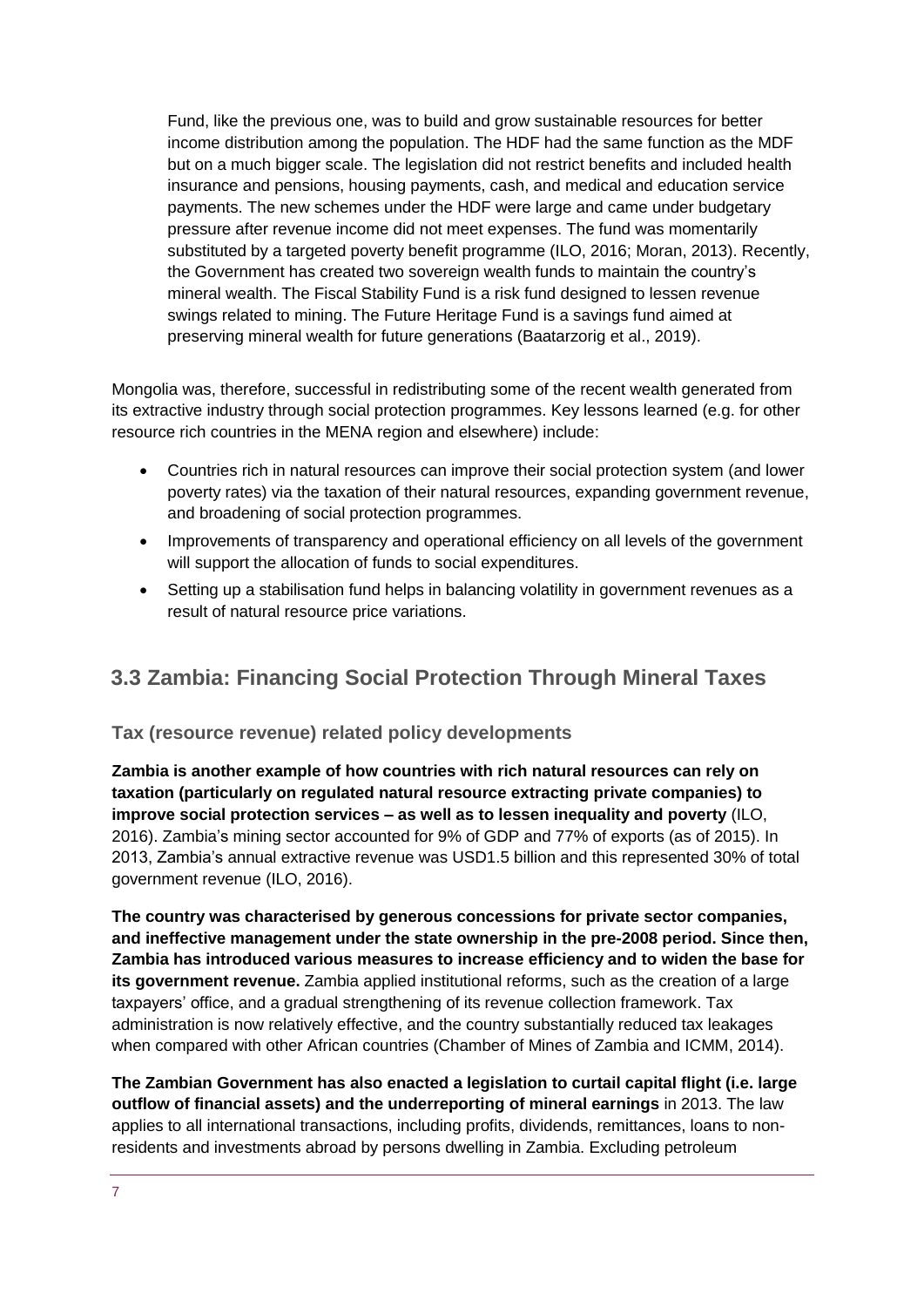Fund, like the previous one, was to build and grow sustainable resources for better income distribution among the population. The HDF had the same function as the MDF but on a much bigger scale. The legislation did not restrict benefits and included health insurance and pensions, housing payments, cash, and medical and education service payments. The new schemes under the HDF were large and came under budgetary pressure after revenue income did not meet expenses. The fund was momentarily substituted by a targeted poverty benefit programme (ILO, 2016; Moran, 2013). Recently, the Government has created two sovereign wealth funds to maintain the country's mineral wealth. The Fiscal Stability Fund is a risk fund designed to lessen revenue swings related to mining. The Future Heritage Fund is a savings fund aimed at preserving mineral wealth for future generations (Baatarzorig et al., 2019).

Mongolia was, therefore, successful in redistributing some of the recent wealth generated from its extractive industry through social protection programmes. Key lessons learned (e.g. for other resource rich countries in the MENA region and elsewhere) include:

- Countries rich in natural resources can improve their social protection system (and lower poverty rates) via the taxation of their natural resources, expanding government revenue, and broadening of social protection programmes.
- Improvements of transparency and operational efficiency on all levels of the government will support the allocation of funds to social expenditures.
- Setting up a stabilisation fund helps in balancing volatility in government revenues as a result of natural resource price variations.

## 3.3 Zambia: Financing Social Protection Through Mineral Taxes

### Tax (resource revenue) related policy developments

**Zambia is another example of how countries with rich natural resources can rely on taxation (particularly on regulated natural resource extracting private companies) to improve social protection services – as well as to lessen inequality and poverty** (ILO, 2016). Zambia's mining sector accounted for 9% of GDP and 77% of exports (as of 2015). In 2013, Zambia's annual extractive revenue was USD1.5 billion and this represented 30% of total government revenue (ILO, 2016).

**The country was characterised by generous concessions for private sector companies, and ineffective management under the state ownership in the pre-2008 period. Since then, Zambia has introduced various measures to increase efficiency and to widen the base for its government revenue.** Zambia applied institutional reforms, such as the creation of a large taxpayers' office, and a gradual strengthening of its revenue collection framework. Tax administration is now relatively effective, and the country substantially reduced tax leakages when compared with other African countries (Chamber of Mines of Zambia and ICMM, 2014).

**The Zambian Government has also enacted a legislation to curtail capital flight (i.e. large outflow of financial assets) and the underreporting of mineral earnings** in 2013. The law applies to all international transactions, including profits, dividends, remittances, loans to non-residents and investments abroad by persons dwelling in Zambia. Excluding petroleum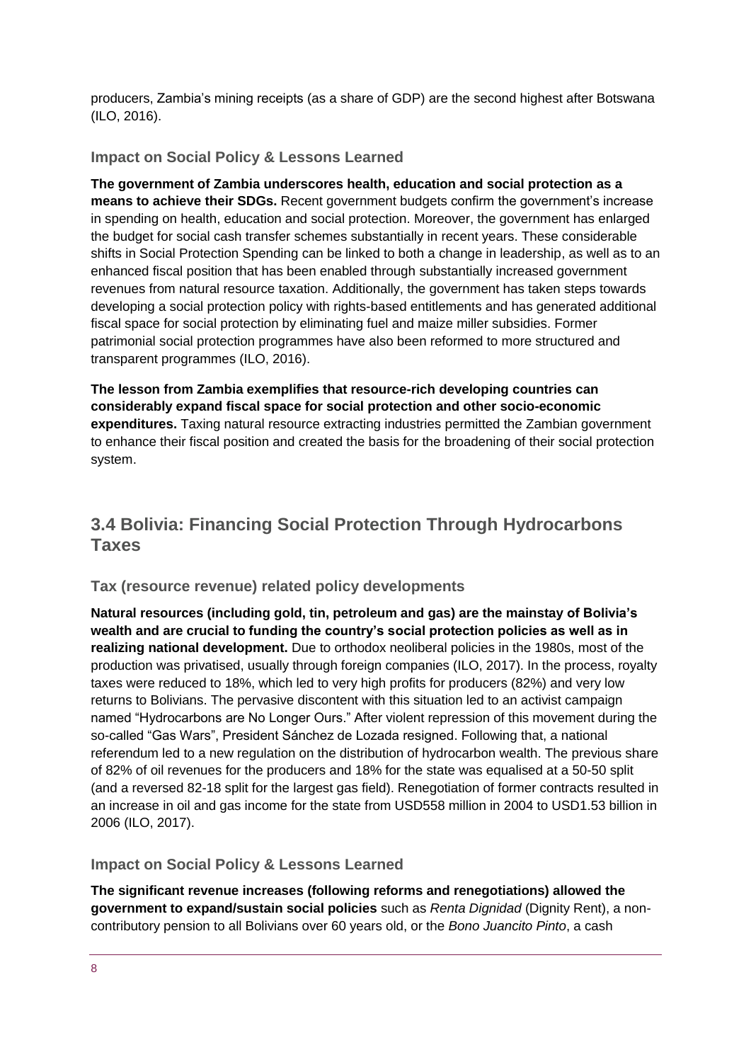producers, Zambia's mining receipts (as a share of GDP) are the second highest after Botswana (ILO, 2016).

### Impact on Social Policy & Lessons Learned

**The government of Zambia underscores health, education and social protection as a means to achieve their SDGs.** Recent government budgets confirm the government's increase in spending on health, education and social protection. Moreover, the government has enlarged the budget for social cash transfer schemes substantially in recent years. These considerable shifts in Social Protection Spending can be linked to both a change in leadership, as well as to an enhanced fiscal position that has been enabled through substantially increased government revenues from natural resource taxation. Additionally, the government has taken steps towards developing a social protection policy with rights-based entitlements and has generated additional fiscal space for social protection by eliminating fuel and maize miller subsidies. Former patrimonial social protection programmes have also been reformed to more structured and transparent programmes (ILO, 2016).

**The lesson from Zambia exemplifies that resource-rich developing countries can considerably expand fiscal space for social protection and other socio-economic expenditures.** Taxing natural resource extracting industries permitted the Zambian government to enhance their fiscal position and created the basis for the broadening of their social protection system.

## 3.4 Bolivia: Financing Social Protection Through Hydrocarbons Taxes

### Tax (resource revenue) related policy developments

**Natural resources (including gold, tin, petroleum and gas) are the mainstay of Bolivia's wealth and are crucial to funding the country's social protection policies as well as in realizing national development.** Due to orthodox neoliberal policies in the 1980s, most of the production was privatised, usually through foreign companies (ILO, 2017). In the process, royalty taxes were reduced to 18%, which led to very high profits for producers (82%) and very low returns to Bolivians. The pervasive discontent with this situation led to an activist campaign named "Hydrocarbons are No Longer Ours." After violent repression of this movement during the so-called "Gas Wars", President Sánchez de Lozada resigned. Following that, a national referendum led to a new regulation on the distribution of hydrocarbon wealth. The previous share of 82% of oil revenues for the producers and 18% for the state was equalised at a 50-50 split (and a reversed 82-18 split for the largest gas field). Renegotiation of former contracts resulted in an increase in oil and gas income for the state from USD558 million in 2004 to USD1.53 billion in 2006 (ILO, 2017).

### Impact on Social Policy & Lessons Learned

**The significant revenue increases (following reforms and renegotiations) allowed the government to expand/sustain social policies** such as *Renta Dignidad* (Dignity Rent), a non-contributory pension to all Bolivians over 60 years old, or the *Bono Juancito Pinto*, a cash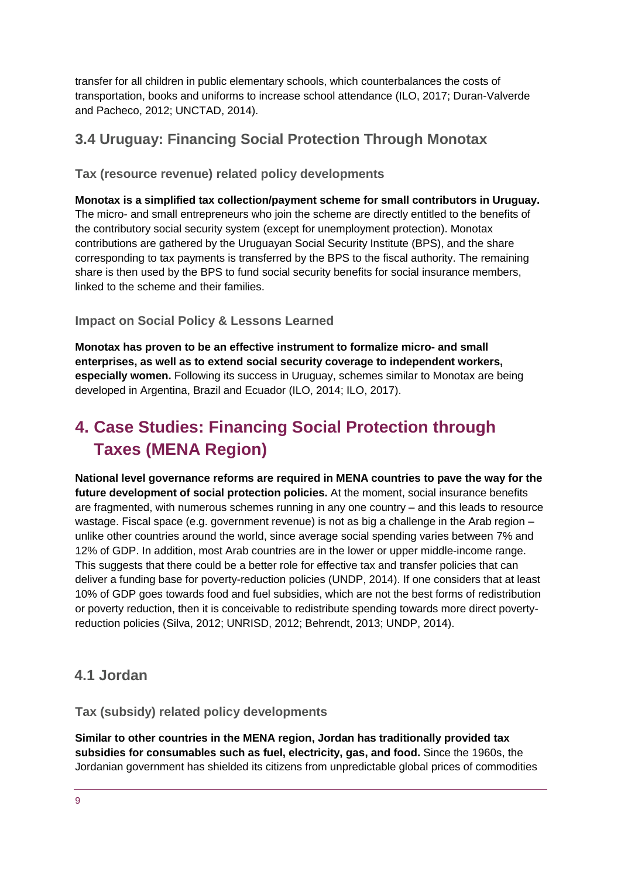transfer for all children in public elementary schools, which counterbalances the costs of transportation, books and uniforms to increase school attendance (ILO, 2017; Duran-Valverde and Pacheco, 2012; UNCTAD, 2014).

## 3.4 Uruguay: Financing Social Protection Through Monotax

### Tax (resource revenue) related policy developments

**Monotax is a simplified tax collection/payment scheme for small contributors in Uruguay.** The micro- and small entrepreneurs who join the scheme are directly entitled to the benefits of the contributory social security system (except for unemployment protection). Monotax contributions are gathered by the Uruguayan Social Security Institute (BPS), and the share corresponding to tax payments is transferred by the BPS to the fiscal authority. The remaining share is then used by the BPS to fund social security benefits for social insurance members, linked to the scheme and their families.

### Impact on Social Policy & Lessons Learned

**Monotax has proven to be an effective instrument to formalize micro- and small enterprises, as well as to extend social security coverage to independent workers, especially women.** Following its success in Uruguay, schemes similar to Monotax are being developed in Argentina, Brazil and Ecuador (ILO, 2014; ILO, 2017).

# 4. Case Studies: Financing Social Protection through Taxes (MENA Region)

**National level governance reforms are required in MENA countries to pave the way for the future development of social protection policies.** At the moment, social insurance benefits are fragmented, with numerous schemes running in any one country – and this leads to resource wastage. Fiscal space (e.g. government revenue) is not as big a challenge in the Arab region – unlike other countries around the world, since average social spending varies between 7% and 12% of GDP. In addition, most Arab countries are in the lower or upper middle-income range. This suggests that there could be a better role for effective tax and transfer policies that can deliver a funding base for poverty-reduction policies (UNDP, 2014). If one considers that at least 10% of GDP goes towards food and fuel subsidies, which are not the best forms of redistribution or poverty reduction, then it is conceivable to redistribute spending towards more direct poverty-reduction policies (Silva, 2012; UNRISD, 2012; Behrendt, 2013; UNDP, 2014).

## 4.1 Jordan

### Tax (subsidy) related policy developments

**Similar to other countries in the MENA region, Jordan has traditionally provided tax subsidies for consumables such as fuel, electricity, gas, and food.** Since the 1960s, the Jordanian government has shielded its citizens from unpredictable global prices of commodities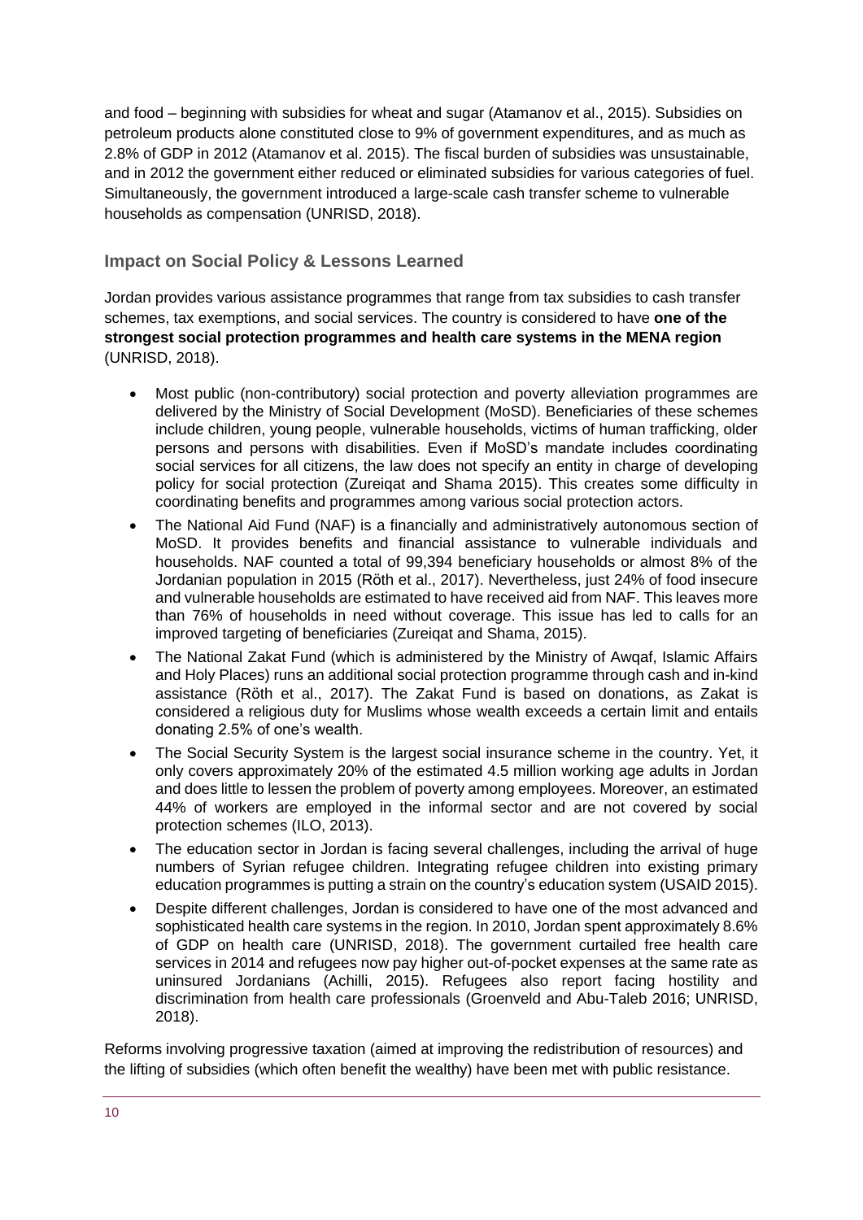and food – beginning with subsidies for wheat and sugar (Atamanov et al., 2015). Subsidies on petroleum products alone constituted close to 9% of government expenditures, and as much as 2.8% of GDP in 2012 (Atamanov et al. 2015). The fiscal burden of subsidies was unsustainable, and in 2012 the government either reduced or eliminated subsidies for various categories of fuel. Simultaneously, the government introduced a large-scale cash transfer scheme to vulnerable households as compensation (UNRISD, 2018).

## Impact on Social Policy & Lessons Learned

Jordan provides various assistance programmes that range from tax subsidies to cash transfer schemes, tax exemptions, and social services. The country is considered to have **one of the strongest social protection programmes and health care systems in the MENA region** (UNRISD, 2018).

- Most public (non-contributory) social protection and poverty alleviation programmes are delivered by the Ministry of Social Development (MoSD). Beneficiaries of these schemes include children, young people, vulnerable households, victims of human trafficking, older persons and persons with disabilities. Even if MoSD's mandate includes coordinating social services for all citizens, the law does not specify an entity in charge of developing policy for social protection (Zureiqat and Shama 2015). This creates some difficulty in coordinating benefits and programmes among various social protection actors.
- The National Aid Fund (NAF) is a financially and administratively autonomous section of MoSD. It provides benefits and financial assistance to vulnerable individuals and households. NAF counted a total of 99,394 beneficiary households or almost 8% of the Jordanian population in 2015 (Röth et al., 2017). Nevertheless, just 24% of food insecure and vulnerable households are estimated to have received aid from NAF. This leaves more than 76% of households in need without coverage. This issue has led to calls for an improved targeting of beneficiaries (Zureiqat and Shama, 2015).
- The National Zakat Fund (which is administered by the Ministry of Awqaf, Islamic Affairs and Holy Places) runs an additional social protection programme through cash and in-kind assistance (Röth et al., 2017). The Zakat Fund is based on donations, as Zakat is considered a religious duty for Muslims whose wealth exceeds a certain limit and entails donating 2.5% of one's wealth.
- The Social Security System is the largest social insurance scheme in the country. Yet, it only covers approximately 20% of the estimated 4.5 million working age adults in Jordan and does little to lessen the problem of poverty among employees. Moreover, an estimated 44% of workers are employed in the informal sector and are not covered by social protection schemes (ILO, 2013).
- The education sector in Jordan is facing several challenges, including the arrival of huge numbers of Syrian refugee children. Integrating refugee children into existing primary education programmes is putting a strain on the country's education system (USAID 2015).
- Despite different challenges, Jordan is considered to have one of the most advanced and sophisticated health care systems in the region. In 2010, Jordan spent approximately 8.6% of GDP on health care (UNRISD, 2018). The government curtailed free health care services in 2014 and refugees now pay higher out-of-pocket expenses at the same rate as uninsured Jordanians (Achilli, 2015). Refugees also report facing hostility and discrimination from health care professionals (Groenveld and Abu-Taleb 2016; UNRISD, 2018).

Reforms involving progressive taxation (aimed at improving the redistribution of resources) and the lifting of subsidies (which often benefit the wealthy) have been met with public resistance.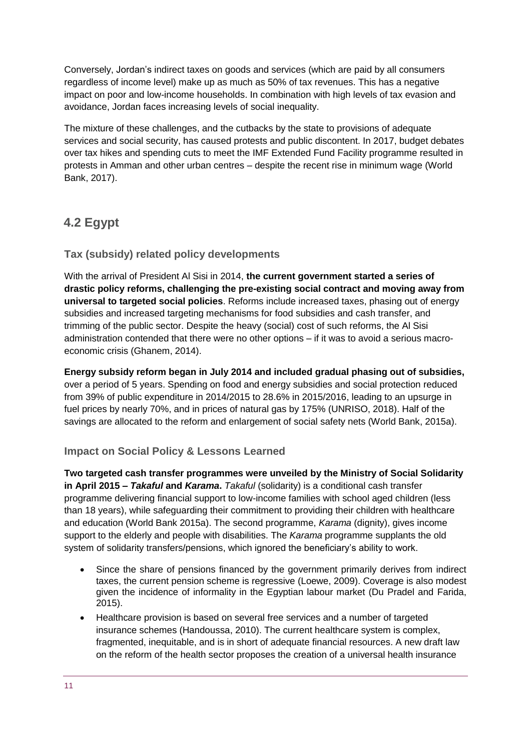Conversely, Jordan's indirect taxes on goods and services (which are paid by all consumers regardless of income level) make up as much as 50% of tax revenues. This has a negative impact on poor and low-income households. In combination with high levels of tax evasion and avoidance, Jordan faces increasing levels of social inequality.

The mixture of these challenges, and the cutbacks by the state to provisions of adequate services and social security, has caused protests and public discontent. In 2017, budget debates over tax hikes and spending cuts to meet the IMF Extended Fund Facility programme resulted in protests in Amman and other urban centres – despite the recent rise in minimum wage (World Bank, 2017).

## 4.2 Egypt

### Tax (subsidy) related policy developments

With the arrival of President Al Sisi in 2014, **the current government started a series of drastic policy reforms, challenging the pre-existing social contract and moving away from universal to targeted social policies**. Reforms include increased taxes, phasing out of energy subsidies and increased targeting mechanisms for food subsidies and cash transfer, and trimming of the public sector. Despite the heavy (social) cost of such reforms, the Al Sisi administration contended that there were no other options – if it was to avoid a serious macro-economic crisis (Ghanem, 2014).

**Energy subsidy reform began in July 2014 and included gradual phasing out of subsidies,** over a period of 5 years. Spending on food and energy subsidies and social protection reduced from 39% of public expenditure in 2014/2015 to 28.6% in 2015/2016, leading to an upsurge in fuel prices by nearly 70%, and in prices of natural gas by 175% (UNRISO, 2018). Half of the savings are allocated to the reform and enlargement of social safety nets (World Bank, 2015a).

### Impact on Social Policy & Lessons Learned

**Two targeted cash transfer programmes were unveiled by the Ministry of Social Solidarity in April 2015 – *Takaful* and *Karama*.** *Takaful* (solidarity) is a conditional cash transfer programme delivering financial support to low-income families with school aged children (less than 18 years), while safeguarding their commitment to providing their children with healthcare and education (World Bank 2015a). The second programme, *Karama* (dignity), gives income support to the elderly and people with disabilities. The *Karama* programme supplants the old system of solidarity transfers/pensions, which ignored the beneficiary's ability to work.

- Since the share of pensions financed by the government primarily derives from indirect taxes, the current pension scheme is regressive (Loewe, 2009). Coverage is also modest given the incidence of informality in the Egyptian labour market (Du Pradel and Farida, 2015).
- Healthcare provision is based on several free services and a number of targeted insurance schemes (Handoussa, 2010). The current healthcare system is complex, fragmented, inequitable, and is in short of adequate financial resources. A new draft law on the reform of the health sector proposes the creation of a universal health insurance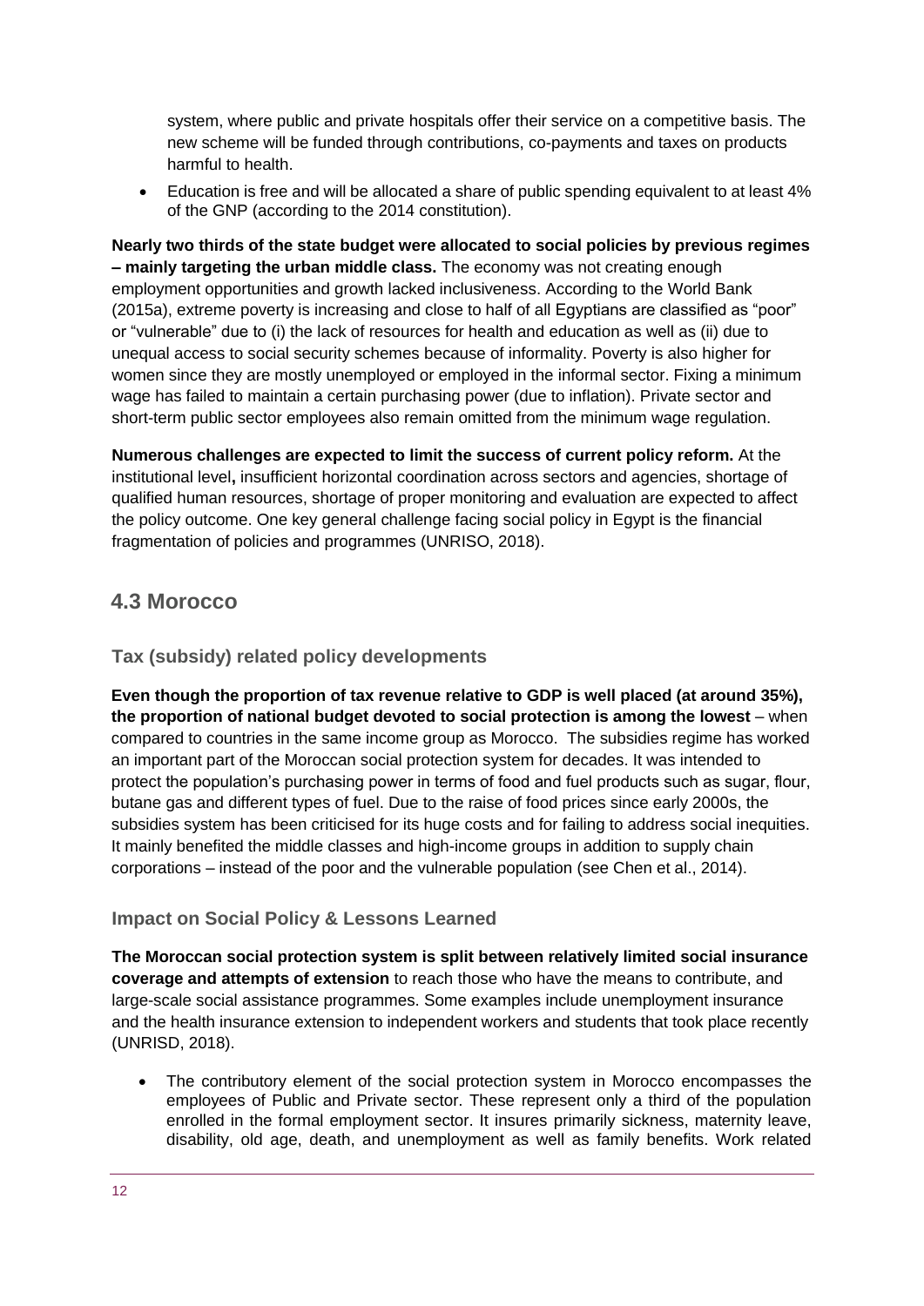system, where public and private hospitals offer their service on a competitive basis. The new scheme will be funded through contributions, co-payments and taxes on products harmful to health.

- Education is free and will be allocated a share of public spending equivalent to at least 4% of the GNP (according to the 2014 constitution).

**Nearly two thirds of the state budget were allocated to social policies by previous regimes – mainly targeting the urban middle class.** The economy was not creating enough employment opportunities and growth lacked inclusiveness. According to the World Bank (2015a), extreme poverty is increasing and close to half of all Egyptians are classified as "poor" or "vulnerable" due to (i) the lack of resources for health and education as well as (ii) due to unequal access to social security schemes because of informality. Poverty is also higher for women since they are mostly unemployed or employed in the informal sector. Fixing a minimum wage has failed to maintain a certain purchasing power (due to inflation). Private sector and short-term public sector employees also remain omitted from the minimum wage regulation.

**Numerous challenges are expected to limit the success of current policy reform.** At the institutional level**,** insufficient horizontal coordination across sectors and agencies, shortage of qualified human resources, shortage of proper monitoring and evaluation are expected to affect the policy outcome. One key general challenge facing social policy in Egypt is the financial fragmentation of policies and programmes (UNRISO, 2018).

## 4.3 Morocco

### Tax (subsidy) related policy developments

**Even though the proportion of tax revenue relative to GDP is well placed (at around 35%), the proportion of national budget devoted to social protection is among the lowest** – when compared to countries in the same income group as Morocco. The subsidies regime has worked an important part of the Moroccan social protection system for decades. It was intended to protect the population's purchasing power in terms of food and fuel products such as sugar, flour, butane gas and different types of fuel. Due to the raise of food prices since early 2000s, the subsidies system has been criticised for its huge costs and for failing to address social inequities. It mainly benefited the middle classes and high-income groups in addition to supply chain corporations – instead of the poor and the vulnerable population (see Chen et al., 2014).

### Impact on Social Policy & Lessons Learned

**The Moroccan social protection system is split between relatively limited social insurance coverage and attempts of extension** to reach those who have the means to contribute, and large-scale social assistance programmes. Some examples include unemployment insurance and the health insurance extension to independent workers and students that took place recently (UNRISD, 2018).

- The contributory element of the social protection system in Morocco encompasses the employees of Public and Private sector. These represent only a third of the population enrolled in the formal employment sector. It insures primarily sickness, maternity leave, disability, old age, death, and unemployment as well as family benefits. Work related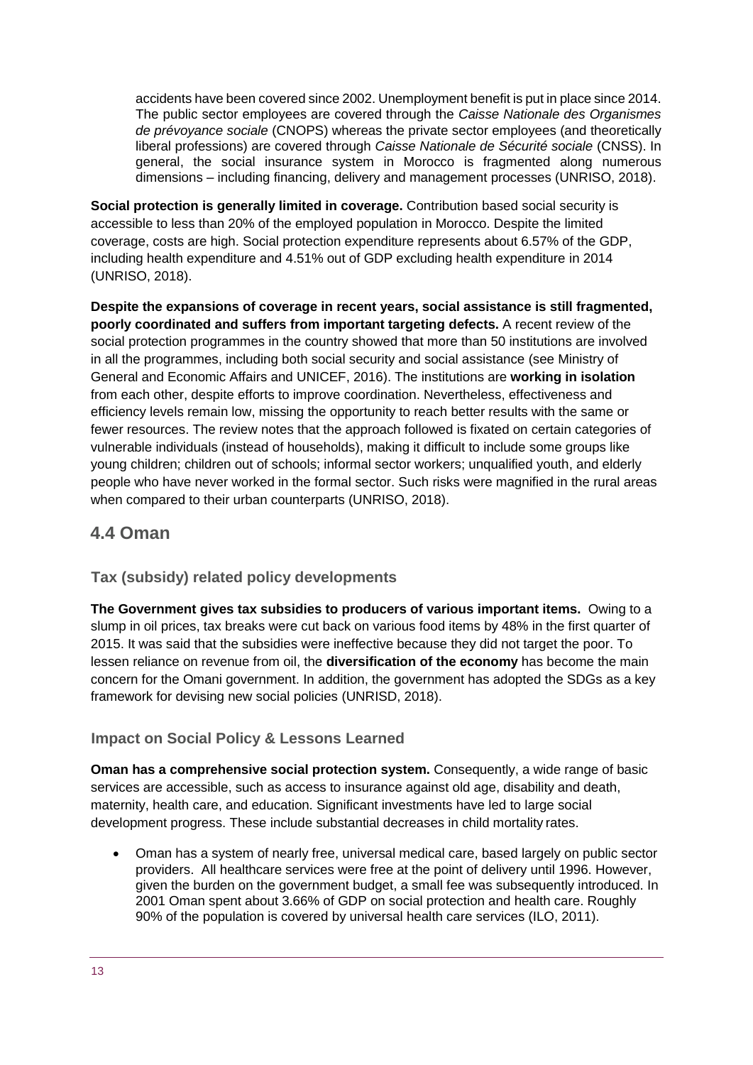accidents have been covered since 2002. Unemployment benefit is put in place since 2014. The public sector employees are covered through the *Caisse Nationale des Organismes de prévoyance sociale* (CNOPS) whereas the private sector employees (and theoretically liberal professions) are covered through *Caisse Nationale de Sécurité sociale* (CNSS). In general, the social insurance system in Morocco is fragmented along numerous dimensions – including financing, delivery and management processes (UNRISO, 2018).

**Social protection is generally limited in coverage.** Contribution based social security is accessible to less than 20% of the employed population in Morocco. Despite the limited coverage, costs are high. Social protection expenditure represents about 6.57% of the GDP, including health expenditure and 4.51% out of GDP excluding health expenditure in 2014 (UNRISO, 2018).

**Despite the expansions of coverage in recent years, social assistance is still fragmented, poorly coordinated and suffers from important targeting defects.** A recent review of the social protection programmes in the country showed that more than 50 institutions are involved in all the programmes, including both social security and social assistance (see Ministry of General and Economic Affairs and UNICEF, 2016). The institutions are **working in isolation** from each other, despite efforts to improve coordination. Nevertheless, effectiveness and efficiency levels remain low, missing the opportunity to reach better results with the same or fewer resources. The review notes that the approach followed is fixated on certain categories of vulnerable individuals (instead of households), making it difficult to include some groups like young children; children out of schools; informal sector workers; unqualified youth, and elderly people who have never worked in the formal sector. Such risks were magnified in the rural areas when compared to their urban counterparts (UNRISO, 2018).

## 4.4 Oman

### Tax (subsidy) related policy developments

**The Government gives tax subsidies to producers of various important items.** Owing to a slump in oil prices, tax breaks were cut back on various food items by 48% in the first quarter of 2015. It was said that the subsidies were ineffective because they did not target the poor. To lessen reliance on revenue from oil, the **diversification of the economy** has become the main concern for the Omani government. In addition, the government has adopted the SDGs as a key framework for devising new social policies (UNRISD, 2018).

### Impact on Social Policy & Lessons Learned

**Oman has a comprehensive social protection system.** Consequently, a wide range of basic services are accessible, such as access to insurance against old age, disability and death, maternity, health care, and education. Significant investments have led to large social development progress. These include substantial decreases in child mortality rates.

- Oman has a system of nearly free, universal medical care, based largely on public sector providers. All healthcare services were free at the point of delivery until 1996. However, given the burden on the government budget, a small fee was subsequently introduced. In 2001 Oman spent about 3.66% of GDP on social protection and health care. Roughly 90% of the population is covered by universal health care services (ILO, 2011).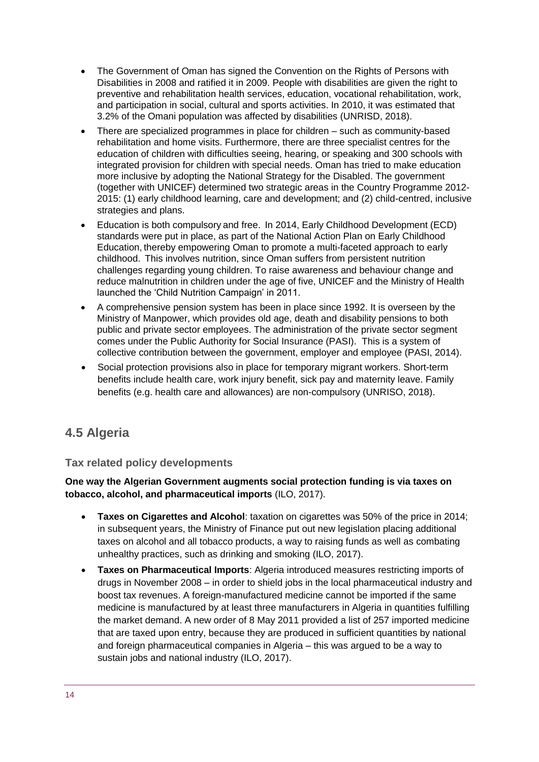- The Government of Oman has signed the Convention on the Rights of Persons with Disabilities in 2008 and ratified it in 2009. People with disabilities are given the right to preventive and rehabilitation health services, education, vocational rehabilitation, work, and participation in social, cultural and sports activities. In 2010, it was estimated that 3.2% of the Omani population was affected by disabilities (UNRISD, 2018).
- There are specialized programmes in place for children – such as community-based rehabilitation and home visits. Furthermore, there are three specialist centres for the education of children with difficulties seeing, hearing, or speaking and 300 schools with integrated provision for children with special needs. Oman has tried to make education more inclusive by adopting the National Strategy for the Disabled. The government (together with UNICEF) determined two strategic areas in the Country Programme 2012-2015: (1) early childhood learning, care and development; and (2) child-centred, inclusive strategies and plans.
- Education is both compulsory and free. In 2014, Early Childhood Development (ECD) standards were put in place, as part of the National Action Plan on Early Childhood Education, thereby empowering Oman to promote a multi-faceted approach to early childhood. This involves nutrition, since Oman suffers from persistent nutrition challenges regarding young children. To raise awareness and behaviour change and reduce malnutrition in children under the age of five, UNICEF and the Ministry of Health launched the 'Child Nutrition Campaign' in 2011.
- A comprehensive pension system has been in place since 1992. It is overseen by the Ministry of Manpower, which provides old age, death and disability pensions to both public and private sector employees. The administration of the private sector segment comes under the Public Authority for Social Insurance (PASI). This is a system of collective contribution between the government, employer and employee (PASI, 2014).
- Social protection provisions also in place for temporary migrant workers. Short-term benefits include health care, work injury benefit, sick pay and maternity leave. Family benefits (e.g. health care and allowances) are non-compulsory (UNRISO, 2018).

## 4.5 Algeria

### Tax related policy developments

**One way the Algerian Government augments social protection funding is via taxes on tobacco, alcohol, and pharmaceutical imports** (ILO, 2017).

- **Taxes on Cigarettes and Alcohol**: taxation on cigarettes was 50% of the price in 2014; in subsequent years, the Ministry of Finance put out new legislation placing additional taxes on alcohol and all tobacco products, a way to raising funds as well as combating unhealthy practices, such as drinking and smoking (ILO, 2017).
- **Taxes on Pharmaceutical Imports**: Algeria introduced measures restricting imports of drugs in November 2008 – in order to shield jobs in the local pharmaceutical industry and boost tax revenues. A foreign-manufactured medicine cannot be imported if the same medicine is manufactured by at least three manufacturers in Algeria in quantities fulfilling the market demand. A new order of 8 May 2011 provided a list of 257 imported medicine that are taxed upon entry, because they are produced in sufficient quantities by national and foreign pharmaceutical companies in Algeria – this was argued to be a way to sustain jobs and national industry (ILO, 2017).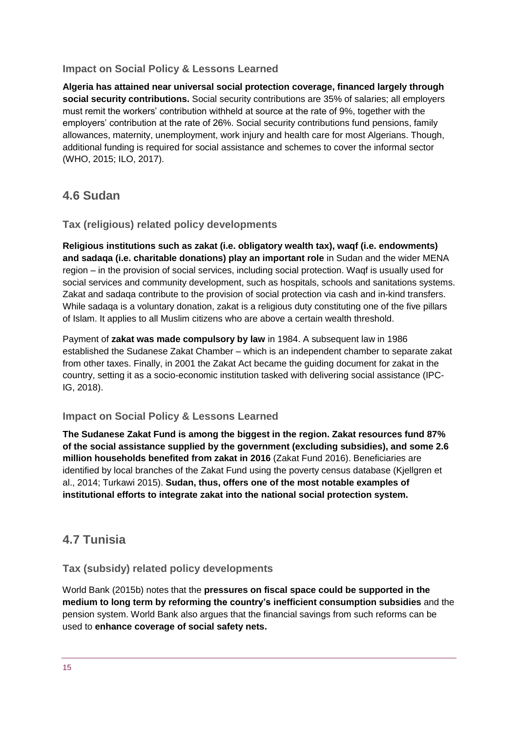### Impact on Social Policy & Lessons Learned

**Algeria has attained near universal social protection coverage, financed largely through social security contributions.** Social security contributions are 35% of salaries; all employers must remit the workers' contribution withheld at source at the rate of 9%, together with the employers' contribution at the rate of 26%. Social security contributions fund pensions, family allowances, maternity, unemployment, work injury and health care for most Algerians. Though, additional funding is required for social assistance and schemes to cover the informal sector (WHO, 2015; ILO, 2017).

## 4.6 Sudan

### Tax (religious) related policy developments

**Religious institutions such as zakat (i.e. obligatory wealth tax), waqf (i.e. endowments) and sadaqa (i.e. charitable donations) play an important role** in Sudan and the wider MENA region – in the provision of social services, including social protection. Waqf is usually used for social services and community development, such as hospitals, schools and sanitations systems. Zakat and sadaqa contribute to the provision of social protection via cash and in-kind transfers. While sadaqa is a voluntary donation, zakat is a religious duty constituting one of the five pillars of Islam. It applies to all Muslim citizens who are above a certain wealth threshold.

Payment of **zakat was made compulsory by law** in 1984. A subsequent law in 1986 established the Sudanese Zakat Chamber – which is an independent chamber to separate zakat from other taxes. Finally, in 2001 the Zakat Act became the guiding document for zakat in the country, setting it as a socio-economic institution tasked with delivering social assistance (IPC-IG, 2018).

### Impact on Social Policy & Lessons Learned

**The Sudanese Zakat Fund is among the biggest in the region. Zakat resources fund 87% of the social assistance supplied by the government (excluding subsidies), and some 2.6 million households benefited from zakat in 2016** (Zakat Fund 2016). Beneficiaries are identified by local branches of the Zakat Fund using the poverty census database (Kjellgren et al., 2014; Turkawi 2015). **Sudan, thus, offers one of the most notable examples of institutional efforts to integrate zakat into the national social protection system.**

## 4.7 Tunisia

### Tax (subsidy) related policy developments

World Bank (2015b) notes that the **pressures on fiscal space could be supported in the medium to long term by reforming the country's inefficient consumption subsidies** and the pension system. World Bank also argues that the financial savings from such reforms can be used to **enhance coverage of social safety nets.**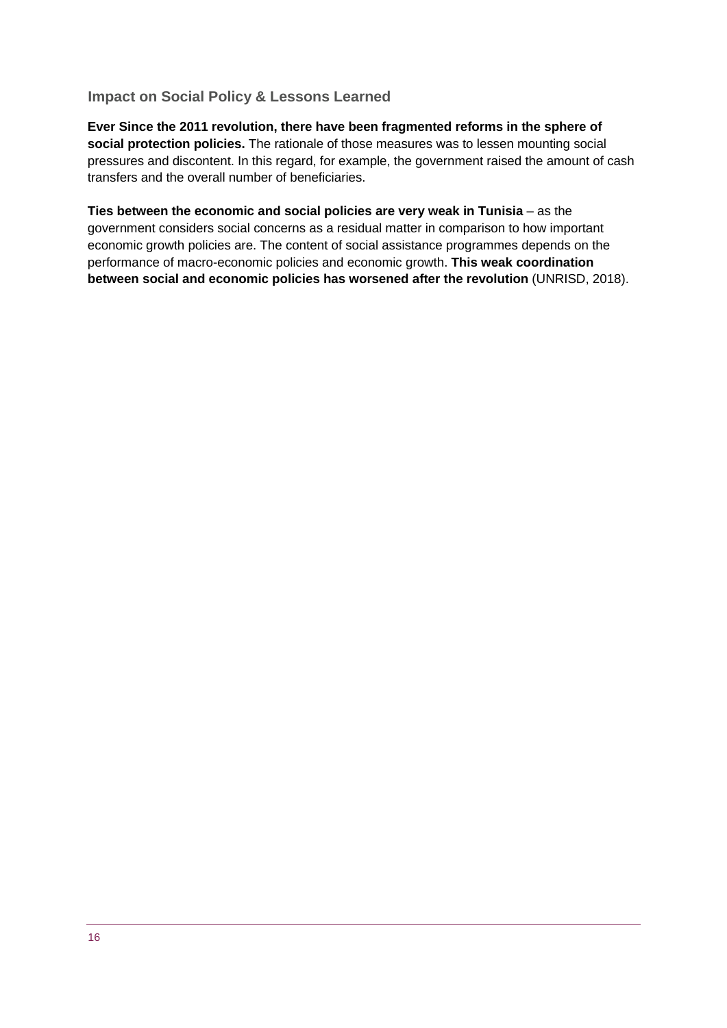## Impact on Social Policy & Lessons Learned

**Ever Since the 2011 revolution, there have been fragmented reforms in the sphere of social protection policies.** The rationale of those measures was to lessen mounting social pressures and discontent. In this regard, for example, the government raised the amount of cash transfers and the overall number of beneficiaries.

**Ties between the economic and social policies are very weak in Tunisia** – as the government considers social concerns as a residual matter in comparison to how important economic growth policies are. The content of social assistance programmes depends on the performance of macro-economic policies and economic growth. **This weak coordination between social and economic policies has worsened after the revolution** (UNRISD, 2018).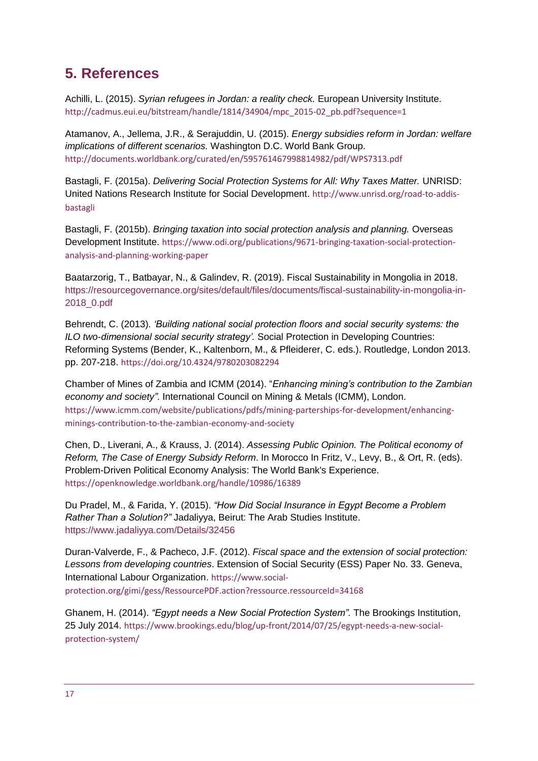# 5. References

Achilli, L. (2015). *Syrian refugees in Jordan: a reality check.* European University Institute. http://cadmus.eui.eu/bitstream/handle/1814/34904/mpc_2015-02_pb.pdf?sequence=1

Atamanov, A., Jellema, J.R., & Serajuddin, U. (2015). *Energy subsidies reform in Jordan: welfare implications of different scenarios.* Washington D.C. World Bank Group. http://documents.worldbank.org/curated/en/595761467998814982/pdf/WPS7313.pdf

Bastagli, F. (2015a). *Delivering Social Protection Systems for All: Why Taxes Matter.* UNRISD: United Nations Research Institute for Social Development. http://www.unrisd.org/road-to-addis-bastagli

Bastagli, F. (2015b). *Bringing taxation into social protection analysis and planning.* Overseas Development Institute. https://www.odi.org/publications/9671-bringing-taxation-social-protection-analysis-and-planning-working-paper

Baatarzorig, T., Batbayar, N., & Galindev, R. (2019). Fiscal Sustainability in Mongolia in 2018. https://resourcegovernance.org/sites/default/files/documents/fiscal-sustainability-in-mongolia-in-2018_0.pdf

Behrendt, C. (2013). *'Building national social protection floors and social security systems: the ILO two-dimensional social security strategy'.* Social Protection in Developing Countries: Reforming Systems (Bender, K., Kaltenborn, M., & Pfleiderer, C. eds.). Routledge, London 2013. pp. 207-218. https://doi.org/10.4324/9780203082294

Chamber of Mines of Zambia and ICMM (2014). "*Enhancing mining's contribution to the Zambian economy and society".* International Council on Mining & Metals (ICMM), London. https://www.icmm.com/website/publications/pdfs/mining-parterships-for-development/enhancing-minings-contribution-to-the-zambian-economy-and-society

Chen, D., Liverani, A., & Krauss, J. (2014). *Assessing Public Opinion. The Political economy of Reform, The Case of Energy Subsidy Reform*. In Morocco In Fritz, V., Levy, B., & Ort, R. (eds). Problem-Driven Political Economy Analysis: The World Bank's Experience. https://openknowledge.worldbank.org/handle/10986/16389

Du Pradel, M., & Farida, Y. (2015). *"How Did Social Insurance in Egypt Become a Problem Rather Than a Solution?"* Jadaliyya, Beirut: The Arab Studies Institute. https://www.jadaliyya.com/Details/32456

Duran-Valverde, F., & Pacheco, J.F. (2012). *Fiscal space and the extension of social protection: Lessons from developing countries*. Extension of Social Security (ESS) Paper No. 33. Geneva, International Labour Organization. https://www.social-protection.org/gimi/gess/RessourcePDF.action?ressource.ressourceId=34168

Ghanem, H. (2014). *"Egypt needs a New Social Protection System".* The Brookings Institution, 25 July 2014. https://www.brookings.edu/blog/up-front/2014/07/25/egypt-needs-a-new-social-protection-system/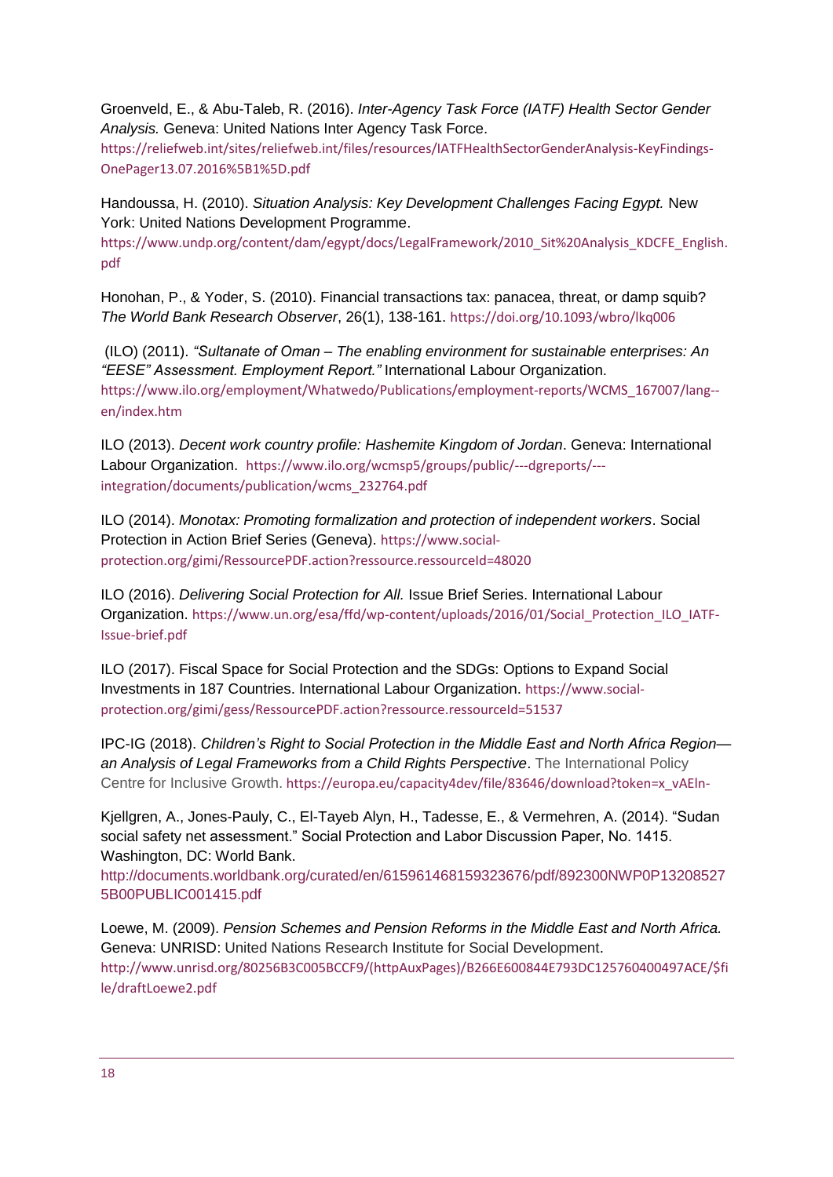Groenveld, E., & Abu-Taleb, R. (2016). *Inter-Agency Task Force (IATF) Health Sector Gender Analysis.* Geneva: United Nations Inter Agency Task Force. https://reliefweb.int/sites/reliefweb.int/files/resources/IATFHealthSectorGenderAnalysis-KeyFindings-OnePager13.07.2016%5B1%5D.pdf

Handoussa, H. (2010). *Situation Analysis: Key Development Challenges Facing Egypt.* New York: United Nations Development Programme. https://www.undp.org/content/dam/egypt/docs/LegalFramework/2010_Sit%20Analysis_KDCFE_English.pdf

Honohan, P., & Yoder, S. (2010). Financial transactions tax: panacea, threat, or damp squib? *The World Bank Research Observer*, 26(1), 138-161. https://doi.org/10.1093/wbro/lkq006

(ILO) (2011). *"Sultanate of Oman – The enabling environment for sustainable enterprises: An "EESE" Assessment. Employment Report."* International Labour Organization. https://www.ilo.org/employment/Whatwedo/Publications/employment-reports/WCMS_167007/lang--en/index.htm

ILO (2013). *Decent work country profile: Hashemite Kingdom of Jordan*. Geneva: International Labour Organization. https://www.ilo.org/wcmsp5/groups/public/---dgreports/---integration/documents/publication/wcms_232764.pdf

ILO (2014). *Monotax: Promoting formalization and protection of independent workers*. Social Protection in Action Brief Series (Geneva). https://www.social-protection.org/gimi/RessourcePDF.action?ressource.ressourceId=48020

ILO (2016). *Delivering Social Protection for All.* Issue Brief Series. International Labour Organization. https://www.un.org/esa/ffd/wp-content/uploads/2016/01/Social_Protection_ILO_IATF-Issue-brief.pdf

ILO (2017). Fiscal Space for Social Protection and the SDGs: Options to Expand Social Investments in 187 Countries. International Labour Organization. https://www.social-protection.org/gimi/gess/RessourcePDF.action?ressource.ressourceId=51537

IPC-IG (2018). *Children's Right to Social Protection in the Middle East and North Africa Region—an Analysis of Legal Frameworks from a Child Rights Perspective*. The International Policy Centre for Inclusive Growth. https://europa.eu/capacity4dev/file/83646/download?token=x_vAEln-

Kjellgren, A., Jones-Pauly, C., El-Tayeb Alyn, H., Tadesse, E., & Vermehren, A. (2014). "Sudan social safety net assessment." Social Protection and Labor Discussion Paper, No. 1415. Washington, DC: World Bank. http://documents.worldbank.org/curated/en/615961468159323676/pdf/892300NWP0P132085275B00PUBLIC001415.pdf

Loewe, M. (2009). *Pension Schemes and Pension Reforms in the Middle East and North Africa.* Geneva: UNRISD: United Nations Research Institute for Social Development. http://www.unrisd.org/80256B3C005BCCF9/(httpAuxPages)/B266E600844E793DC125760400497ACE/$file/draftLoewe2.pdf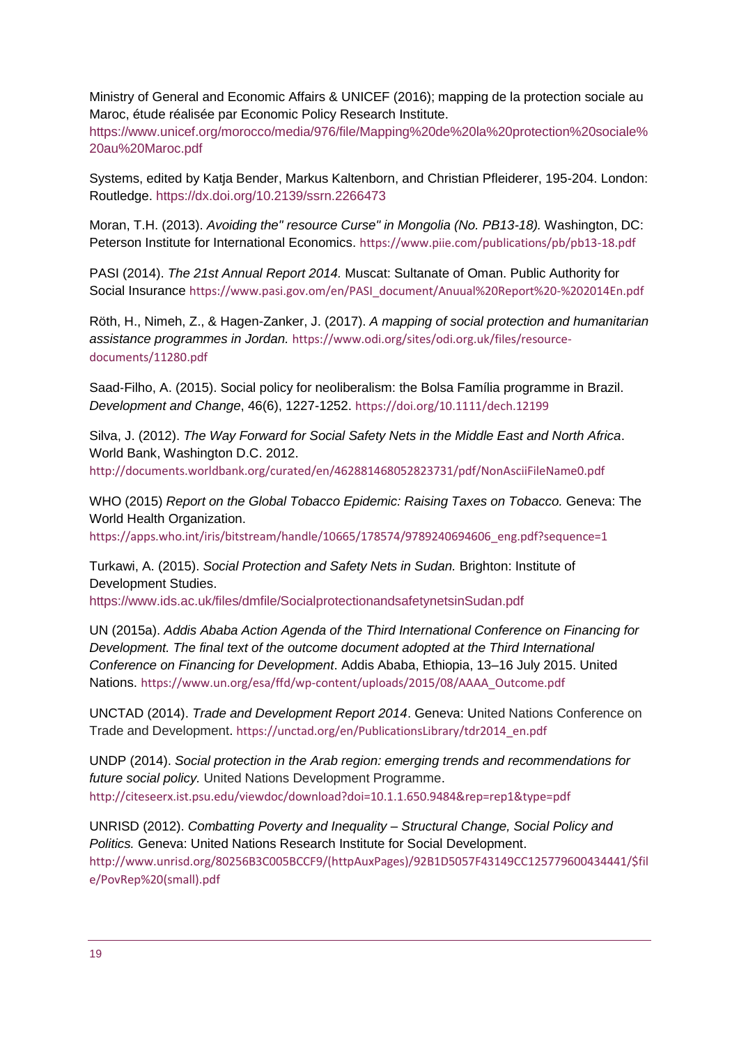Ministry of General and Economic Affairs & UNICEF (2016); mapping de la protection sociale au Maroc, étude réalisée par Economic Policy Research Institute. https://www.unicef.org/morocco/media/976/file/Mapping%20de%20la%20protection%20sociale%20au%20Maroc.pdf

Systems, edited by Katja Bender, Markus Kaltenborn, and Christian Pfleiderer, 195-204. London: Routledge. https://dx.doi.org/10.2139/ssrn.2266473

Moran, T.H. (2013). *Avoiding the" resource Curse" in Mongolia (No. PB13-18).* Washington, DC: Peterson Institute for International Economics. https://www.piie.com/publications/pb/pb13-18.pdf

PASI (2014). *The 21st Annual Report 2014.* Muscat: Sultanate of Oman. Public Authority for Social Insurance https://www.pasi.gov.om/en/PASI_document/Anuual%20Report%20-%202014En.pdf

Röth, H., Nimeh, Z., & Hagen-Zanker, J. (2017). *A mapping of social protection and humanitarian assistance programmes in Jordan.* https://www.odi.org/sites/odi.org.uk/files/resource-documents/11280.pdf

Saad-Filho, A. (2015). Social policy for neoliberalism: the Bolsa Família programme in Brazil. *Development and Change*, 46(6), 1227-1252. https://doi.org/10.1111/dech.12199

Silva, J. (2012). *The Way Forward for Social Safety Nets in the Middle East and North Africa*. World Bank, Washington D.C. 2012. http://documents.worldbank.org/curated/en/462881468052823731/pdf/NonAsciiFileName0.pdf

WHO (2015) *Report on the Global Tobacco Epidemic: Raising Taxes on Tobacco.* Geneva: The World Health Organization. https://apps.who.int/iris/bitstream/handle/10665/178574/9789240694606_eng.pdf?sequence=1

Turkawi, A. (2015). *Social Protection and Safety Nets in Sudan.* Brighton: Institute of Development Studies. https://www.ids.ac.uk/files/dmfile/SocialprotectionandsafetynetsinSudan.pdf

UN (2015a). *Addis Ababa Action Agenda of the Third International Conference on Financing for Development. The final text of the outcome document adopted at the Third International Conference on Financing for Development*. Addis Ababa, Ethiopia, 13–16 July 2015. United Nations. https://www.un.org/esa/ffd/wp-content/uploads/2015/08/AAAA_Outcome.pdf

UNCTAD (2014). *Trade and Development Report 2014*. Geneva: United Nations Conference on Trade and Development. https://unctad.org/en/PublicationsLibrary/tdr2014_en.pdf

UNDP (2014). *Social protection in the Arab region: emerging trends and recommendations for future social policy.* United Nations Development Programme. http://citeseerx.ist.psu.edu/viewdoc/download?doi=10.1.1.650.9484&rep=rep1&type=pdf

UNRISD (2012). *Combatting Poverty and Inequality – Structural Change, Social Policy and Politics.* Geneva: United Nations Research Institute for Social Development. http://www.unrisd.org/80256B3C005BCCF9/(httpAuxPages)/92B1D5057F43149CC125779600434441/$file/PovRep%20(small).pdf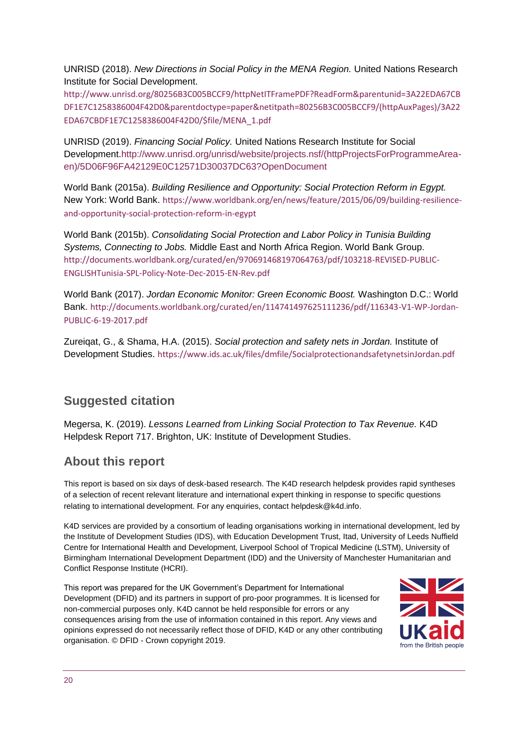UNRISD (2018). *New Directions in Social Policy in the MENA Region.* United Nations Research Institute for Social Development. http://www.unrisd.org/80256B3C005BCCF9/httpNetITFramePDF?ReadForm&parentunid=3A22EDA67CBDF1E7C1258386004F42D0&parentdoctype=paper&netitpath=80256B3C005BCCF9/(httpAuxPages)/3A22EDA67CBDF1E7C1258386004F42D0/$file/MENA_1.pdf

UNRISD (2019). *Financing Social Policy.* United Nations Research Institute for Social Development.http://www.unrisd.org/unrisd/website/projects.nsf/(httpProjectsForProgrammeArea-en)/5D06F96FA42129E0C12571D30037DC63?OpenDocument

World Bank (2015a). *Building Resilience and Opportunity: Social Protection Reform in Egypt.* New York: World Bank. https://www.worldbank.org/en/news/feature/2015/06/09/building-resilience-and-opportunity-social-protection-reform-in-egypt

World Bank (2015b). *Consolidating Social Protection and Labor Policy in Tunisia Building Systems, Connecting to Jobs.* Middle East and North Africa Region. World Bank Group. http://documents.worldbank.org/curated/en/970691468197064763/pdf/103218-REVISED-PUBLIC-ENGLISHTunisia-SPL-Policy-Note-Dec-2015-EN-Rev.pdf

World Bank (2017). *Jordan Economic Monitor: Green Economic Boost.* Washington D.C.: World Bank. http://documents.worldbank.org/curated/en/114741497625111236/pdf/116343-V1-WP-Jordan-PUBLIC-6-19-2017.pdf

Zureiqat, G., & Shama, H.A. (2015). *Social protection and safety nets in Jordan.* Institute of Development Studies. https://www.ids.ac.uk/files/dmfile/SocialprotectionandsafetynetsinJordan.pdf

## Suggested citation

Megersa, K. (2019). *Lessons Learned from Linking Social Protection to Tax Revenue.* K4D Helpdesk Report 717. Brighton, UK: Institute of Development Studies.

## About this report

This report is based on six days of desk-based research. The K4D research helpdesk provides rapid syntheses of a selection of recent relevant literature and international expert thinking in response to specific questions relating to international development. For any enquiries, contact helpdesk@k4d.info.

K4D services are provided by a consortium of leading organisations working in international development, led by the Institute of Development Studies (IDS), with Education Development Trust, Itad, University of Leeds Nuffield Centre for International Health and Development, Liverpool School of Tropical Medicine (LSTM), University of Birmingham International Development Department (IDD) and the University of Manchester Humanitarian and Conflict Response Institute (HCRI).

This report was prepared for the UK Government's Department for International Development (DFID) and its partners in support of pro-poor programmes. It is licensed for non-commercial purposes only. K4D cannot be held responsible for errors or any consequences arising from the use of information contained in this report. Any views and opinions expressed do not necessarily reflect those of DFID, K4D or any other contributing organisation. © DFID - Crown copyright 2019.

UKaid
from the British people